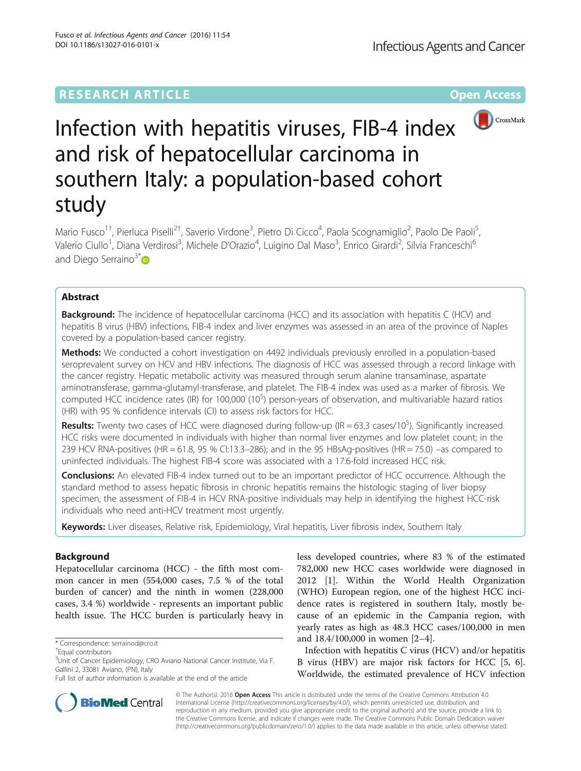RESEARCH ARTICLE

Open Access

# Infection with hepatitis viruses, FIB-4 index and risk of hepatocellular carcinoma in southern Italy: a population-based cohort study

Mario Fusco[1†], Pierluca Piselli[2†], Saverio Virdone[3], Pietro Di Cicco[4], Paola Scognamiglio[2], Paolo De Paoli[5], Valerio Ciullo[1], Diana Verdirosi[3], Michele D'Orazio[4], Luigino Dal Maso[3], Enrico Girardi[2], Silvia Franceschi[6] and Diego Serraino[3*]

## Abstract

**Background:** The incidence of hepatocellular carcinoma (HCC) and its association with hepatitis C (HCV) and hepatitis B virus (HBV) infections, FIB-4 index and liver enzymes was assessed in an area of the province of Naples covered by a population-based cancer registry.

**Methods:** We conducted a cohort investigation on 4492 individuals previously enrolled in a population-based seroprevalent survey on HCV and HBV infections. The diagnosis of HCC was assessed through a record linkage with the cancer registry. Hepatic metabolic activity was measured through serum alanine transaminase, aspartate aminotransferase, gamma-glutamyl-transferase, and platelet. The FIB-4 index was used as a marker of fibrosis. We computed HCC incidence rates (IR) for 100,000 ($10^5$) person-years of observation, and multivariable hazard ratios (HR) with 95 % confidence intervals (CI) to assess risk factors for HCC.

**Results:** Twenty two cases of HCC were diagnosed during follow-up (IR = 63.3 cases/$10^5$). Significantly increased HCC risks were documented in individuals with higher than normal liver enzymes and low platelet count; in the 239 HCV RNA-positives (HR = 61.8, 95 % CI:13.3–286); and in the 95 HBsAg-positives (HR = 75.0) –as compared to uninfected individuals. The highest FIB-4 score was associated with a 17.6-fold increased HCC risk.

**Conclusions:** An elevated FIB-4 index turned out to be an important predictor of HCC occurrence. Although the standard method to assess hepatic fibrosis in chronic hepatitis remains the histologic staging of liver biopsy specimen, the assessment of FIB-4 in HCV RNA-positive individuals may help in identifying the highest HCC-risk individuals who need anti-HCV treatment most urgently.

**Keywords:** Liver diseases, Relative risk, Epidemiology, Viral hepatitis, Liver fibrosis index, Southern Italy

## Background

Hepatocellular carcinoma (HCC) - the fifth most common cancer in men (554,000 cases, 7.5 % of the total burden of cancer) and the ninth in women (228,000 cases, 3.4 %) worldwide - represents an important public health issue. The HCC burden is particularly heavy in less developed countries, where 83 % of the estimated 782,000 new HCC cases worldwide were diagnosed in 2012 [1]. Within the World Health Organization (WHO) European region, one of the highest HCC incidence rates is registered in southern Italy, mostly because of an epidemic in the Campania region, with yearly rates as high as 48.3 HCC cases/100,000 in men and 18.4/100,000 in women [2–4].

Infection with hepatitis C virus (HCV) and/or hepatitis B virus (HBV) are major risk factors for HCC [5, 6]. Worldwide, the estimated prevalence of HCV infection

\* Correspondence: serrainod@cro.it

†Equal contributors

[3]Unit of Cancer Epidemiology, CRO Aviano National Cancer Institute, Via F. Gallini 2, 33081 Aviano, (PN), Italy

Full list of author information is available at the end of the article

© The Author(s). 2016 **Open Access** This article is distributed under the terms of the Creative Commons Attribution 4.0 International License (http://creativecommons.org/licenses/by/4.0/), which permits unrestricted use, distribution, and reproduction in any medium, provided you give appropriate credit to the original author(s) and the source, provide a link to the Creative Commons license, and indicate if changes were made. The Creative Commons Public Domain Dedication waiver (http://creativecommons.org/publicdomain/zero/1.0/) applies to the data made available in this article, unless otherwise stated.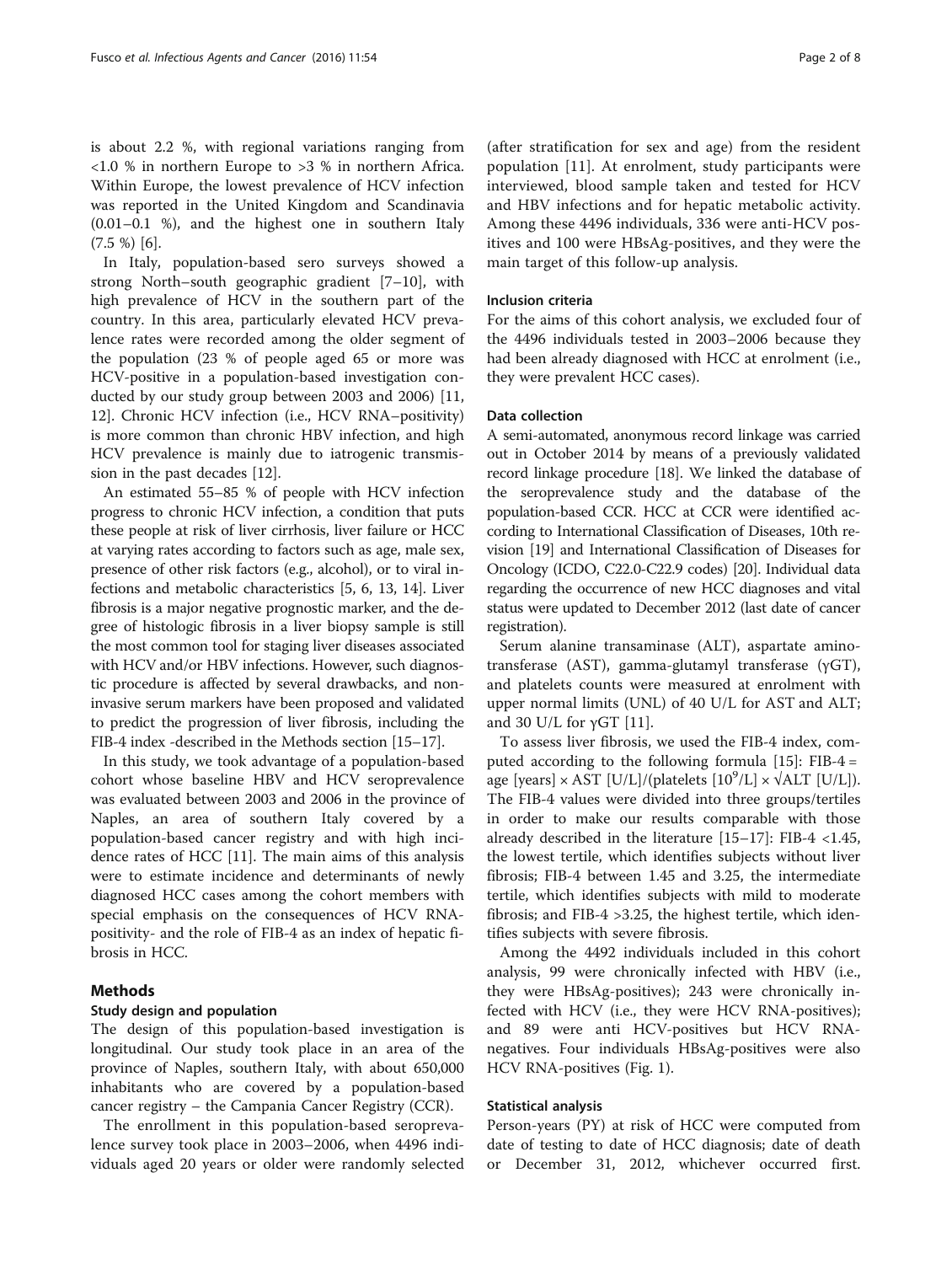is about 2.2 %, with regional variations ranging from <1.0 % in northern Europe to >3 % in northern Africa. Within Europe, the lowest prevalence of HCV infection was reported in the United Kingdom and Scandinavia (0.01–0.1 %), and the highest one in southern Italy (7.5 %) [6].

In Italy, population-based sero surveys showed a strong North–south geographic gradient [7–10], with high prevalence of HCV in the southern part of the country. In this area, particularly elevated HCV prevalence rates were recorded among the older segment of the population (23 % of people aged 65 or more was HCV-positive in a population-based investigation conducted by our study group between 2003 and 2006) [11, 12]. Chronic HCV infection (i.e., HCV RNA–positivity) is more common than chronic HBV infection, and high HCV prevalence is mainly due to iatrogenic transmission in the past decades [12].

An estimated 55–85 % of people with HCV infection progress to chronic HCV infection, a condition that puts these people at risk of liver cirrhosis, liver failure or HCC at varying rates according to factors such as age, male sex, presence of other risk factors (e.g., alcohol), or to viral infections and metabolic characteristics [5, 6, 13, 14]. Liver fibrosis is a major negative prognostic marker, and the degree of histologic fibrosis in a liver biopsy sample is still the most common tool for staging liver diseases associated with HCV and/or HBV infections. However, such diagnostic procedure is affected by several drawbacks, and non-invasive serum markers have been proposed and validated to predict the progression of liver fibrosis, including the FIB-4 index -described in the Methods section [15–17].

In this study, we took advantage of a population-based cohort whose baseline HBV and HCV seroprevalence was evaluated between 2003 and 2006 in the province of Naples, an area of southern Italy covered by a population-based cancer registry and with high incidence rates of HCC [11]. The main aims of this analysis were to estimate incidence and determinants of newly diagnosed HCC cases among the cohort members with special emphasis on the consequences of HCV RNA-positivity- and the role of FIB-4 as an index of hepatic fibrosis in HCC.

## Methods

### Study design and population

The design of this population-based investigation is longitudinal. Our study took place in an area of the province of Naples, southern Italy, with about 650,000 inhabitants who are covered by a population-based cancer registry – the Campania Cancer Registry (CCR).

The enrollment in this population-based seroprevalence survey took place in 2003–2006, when 4496 individuals aged 20 years or older were randomly selected (after stratification for sex and age) from the resident population [11]. At enrolment, study participants were interviewed, blood sample taken and tested for HCV and HBV infections and for hepatic metabolic activity. Among these 4496 individuals, 336 were anti-HCV positives and 100 were HBsAg-positives, and they were the main target of this follow-up analysis.

### Inclusion criteria

For the aims of this cohort analysis, we excluded four of the 4496 individuals tested in 2003–2006 because they had been already diagnosed with HCC at enrolment (i.e., they were prevalent HCC cases).

### Data collection

A semi-automated, anonymous record linkage was carried out in October 2014 by means of a previously validated record linkage procedure [18]. We linked the database of the seroprevalence study and the database of the population-based CCR. HCC at CCR were identified according to International Classification of Diseases, 10th revision [19] and International Classification of Diseases for Oncology (ICDO, C22.0-C22.9 codes) [20]. Individual data regarding the occurrence of new HCC diagnoses and vital status were updated to December 2012 (last date of cancer registration).

Serum alanine transaminase (ALT), aspartate aminotransferase (AST), gamma-glutamyl transferase (γGT), and platelets counts were measured at enrolment with upper normal limits (UNL) of 40 U/L for AST and ALT; and 30 U/L for γGT [11].

To assess liver fibrosis, we used the FIB-4 index, computed according to the following formula [15]: FIB-4 = age [years] × AST [U/L]/(platelets [$10^9$/L] × $\sqrt{\text{ALT [U/L]}}$). The FIB-4 values were divided into three groups/tertiles in order to make our results comparable with those already described in the literature [15–17]: FIB-4 <1.45, the lowest tertile, which identifies subjects without liver fibrosis; FIB-4 between 1.45 and 3.25, the intermediate tertile, which identifies subjects with mild to moderate fibrosis; and FIB-4 >3.25, the highest tertile, which identifies subjects with severe fibrosis.

Among the 4492 individuals included in this cohort analysis, 99 were chronically infected with HBV (i.e., they were HBsAg-positives); 243 were chronically infected with HCV (i.e., they were HCV RNA-positives); and 89 were anti HCV-positives but HCV RNA-negatives. Four individuals HBsAg-positives were also HCV RNA-positives (Fig. 1).

### Statistical analysis

Person-years (PY) at risk of HCC were computed from date of testing to date of HCC diagnosis; date of death or December 31, 2012, whichever occurred first.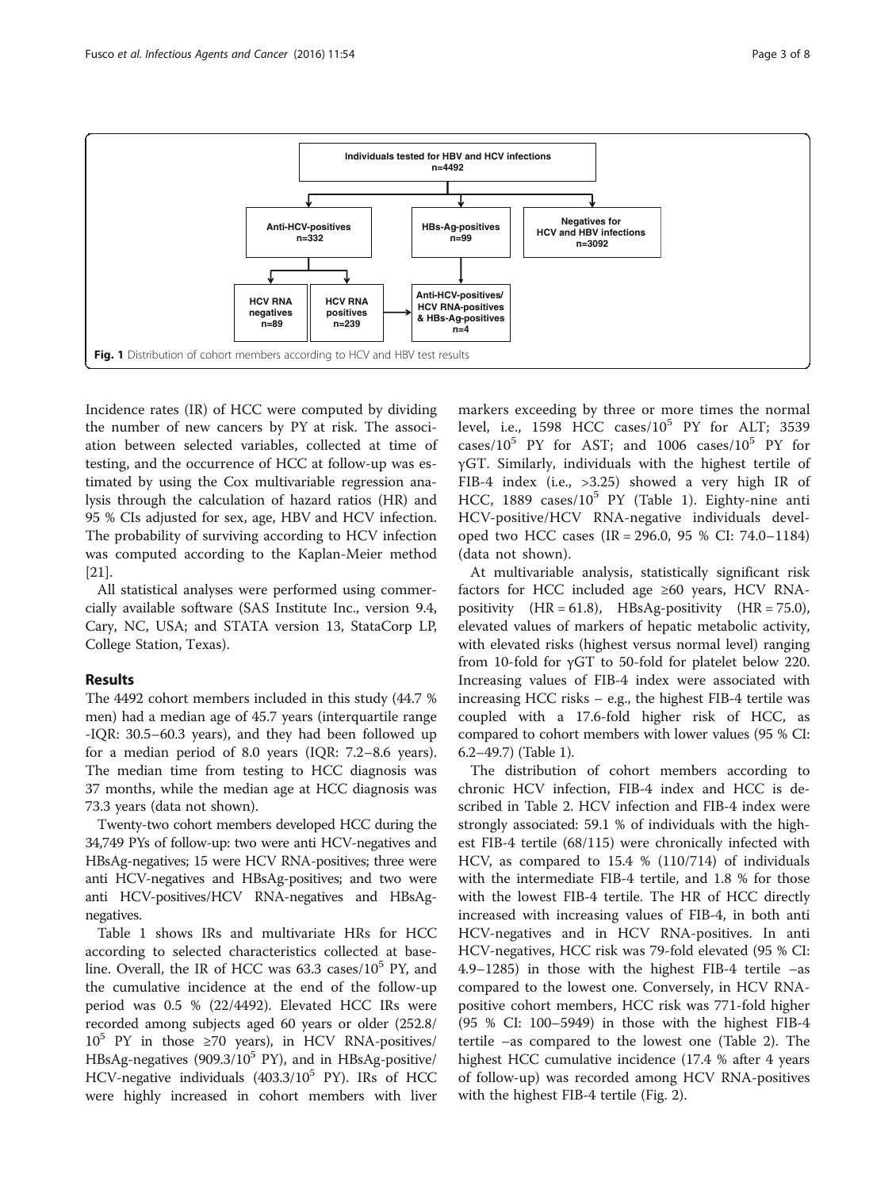Individuals tested for HBV and HCV infections n=4492

Anti-HCV-positives n=332

HBs-Ag-positives n=99

Negatives for HCV and HBV infections n=3092

HCV RNA negatives n=89

HCV RNA positives n=239

Anti-HCV-positives/ HCV RNA-positives & HBs-Ag-positives n=4

**Fig. 1** Distribution of cohort members according to HCV and HBV test results

Incidence rates (IR) of HCC were computed by dividing the number of new cancers by PY at risk. The association between selected variables, collected at time of testing, and the occurrence of HCC at follow-up was estimated by using the Cox multivariable regression analysis through the calculation of hazard ratios (HR) and 95 % CIs adjusted for sex, age, HBV and HCV infection. The probability of surviving according to HCV infection was computed according to the Kaplan-Meier method [21].

All statistical analyses were performed using commercially available software (SAS Institute Inc., version 9.4, Cary, NC, USA; and STATA version 13, StataCorp LP, College Station, Texas).

## Results

The 4492 cohort members included in this study (44.7 % men) had a median age of 45.7 years (interquartile range -IQR: 30.5–60.3 years), and they had been followed up for a median period of 8.0 years (IQR: 7.2–8.6 years). The median time from testing to HCC diagnosis was 37 months, while the median age at HCC diagnosis was 73.3 years (data not shown).

Twenty-two cohort members developed HCC during the 34,749 PYs of follow-up: two were anti HCV-negatives and HBsAg-negatives; 15 were HCV RNA-positives; three were anti HCV-negatives and HBsAg-positives; and two were anti HCV-positives/HCV RNA-negatives and HBsAg-negatives.

Table 1 shows IRs and multivariate HRs for HCC according to selected characteristics collected at baseline. Overall, the IR of HCC was 63.3 cases/$10^5$ PY, and the cumulative incidence at the end of the follow-up period was 0.5 % (22/4492). Elevated HCC IRs were recorded among subjects aged 60 years or older (252.8/$10^5$ PY in those ≥70 years), in HCV RNA-positives/HBsAg-negatives (909.3/$10^5$ PY), and in HBsAg-positive/HCV-negative individuals (403.3/$10^5$ PY). IRs of HCC were highly increased in cohort members with liver markers exceeding by three or more times the normal level, i.e., 1598 HCC cases/$10^5$ PY for ALT; 3539 cases/$10^5$ PY for AST; and 1006 cases/$10^5$ PY for γGT. Similarly, individuals with the highest tertile of FIB-4 index (i.e., >3.25) showed a very high IR of HCC, 1889 cases/$10^5$ PY (Table 1). Eighty-nine anti HCV-positive/HCV RNA-negative individuals developed two HCC cases (IR = 296.0, 95 % CI: 74.0–1184) (data not shown).

At multivariable analysis, statistically significant risk factors for HCC included age ≥60 years, HCV RNA-positivity (HR = 61.8), HBsAg-positivity (HR = 75.0), elevated values of markers of hepatic metabolic activity, with elevated risks (highest versus normal level) ranging from 10-fold for γGT to 50-fold for platelet below 220. Increasing values of FIB-4 index were associated with increasing HCC risks – e.g., the highest FIB-4 tertile was coupled with a 17.6-fold higher risk of HCC, as compared to cohort members with lower values (95 % CI: 6.2–49.7) (Table 1).

The distribution of cohort members according to chronic HCV infection, FIB-4 index and HCC is described in Table 2. HCV infection and FIB-4 index were strongly associated: 59.1 % of individuals with the highest FIB-4 tertile (68/115) were chronically infected with HCV, as compared to 15.4 % (110/714) of individuals with the intermediate FIB-4 tertile, and 1.8 % for those with the lowest FIB-4 tertile. The HR of HCC directly increased with increasing values of FIB-4, in both anti HCV-negatives and in HCV RNA-positives. In anti HCV-negatives, HCC risk was 79-fold elevated (95 % CI: 4.9–1285) in those with the highest FIB-4 tertile –as compared to the lowest one. Conversely, in HCV RNA-positive cohort members, HCC risk was 771-fold higher (95 % CI: 100–5949) in those with the highest FIB-4 tertile –as compared to the lowest one (Table 2). The highest HCC cumulative incidence (17.4 % after 4 years of follow-up) was recorded among HCV RNA-positives with the highest FIB-4 tertile (Fig. 2).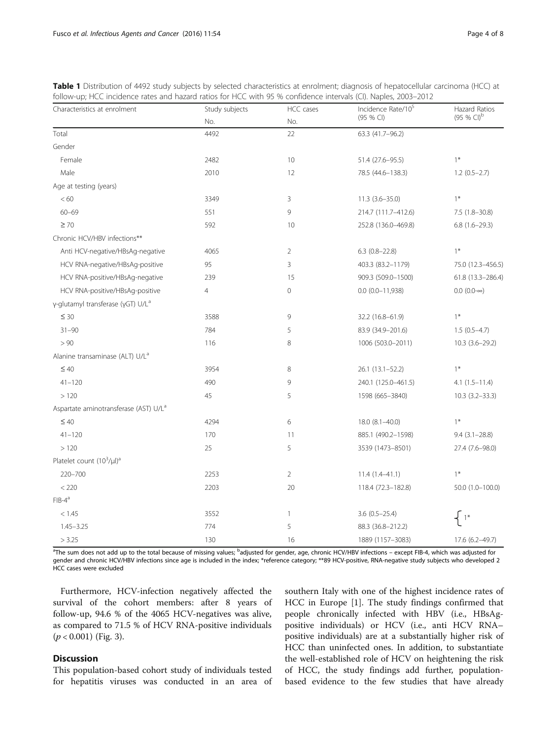**Table 1** Distribution of 4492 study subjects by selected characteristics at enrolment; diagnosis of hepatocellular carcinoma (HCC) at follow-up; HCC incidence rates and hazard ratios for HCC with 95 % confidence intervals (CI). Naples, 2003–2012

| Characteristics at enrolment | Study subjects | HCC cases | Incidence Rate/$10^5$ | Hazard Ratios |
|---|---|---|---|---|
| | No. | No. | (95 % CI) | (95 % CI)[b] |
| Total | 4492 | 22 | 63.3 (41.7–96.2) | |
| Gender | | | | |
| Female | 2482 | 10 | 51.4 (27.6–95.5) | 1* |
| Male | 2010 | 12 | 78.5 (44.6–138.3) | 1.2 (0.5–2.7) |
| Age at testing (years) | | | | |
| < 60 | 3349 | 3 | 11.3 (3.6–35.0) | 1* |
| 60–69 | 551 | 9 | 214.7 (111.7–412.6) | 7.5 (1.8–30.8) |
| ≥ 70 | 592 | 10 | 252.8 (136.0–469.8) | 6.8 (1.6–29.3) |
| Chronic HCV/HBV infections** | | | | |
| Anti HCV-negative/HBsAg-negative | 4065 | 2 | 6.3 (0.8–22.8) | 1* |
| HCV RNA-negative/HBsAg-positive | 95 | 3 | 403.3 (83.2–1179) | 75.0 (12.3–456.5) |
| HCV RNA-positive/HBsAg-negative | 239 | 15 | 909.3 (509.0–1500) | 61.8 (13.3–286.4) |
| HCV RNA-positive/HBsAg-positive | 4 | 0 | 0.0 (0.0–11,938) | 0.0 (0.0-∞) |
| γ-glutamyl transferase (γGT) U/L[a] | | | | |
| ≤ 30 | 3588 | 9 | 32.2 (16.8–61.9) | 1* |
| 31–90 | 784 | 5 | 83.9 (34.9–201.6) | 1.5 (0.5–4.7) |
| > 90 | 116 | 8 | 1006 (503.0–2011) | 10.3 (3.6–29.2) |
| Alanine transaminase (ALT) U/L[a] | | | | |
| ≤ 40 | 3954 | 8 | 26.1 (13.1–52.2) | 1* |
| 41–120 | 490 | 9 | 240.1 (125.0–461.5) | 4.1 (1.5–11.4) |
| > 120 | 45 | 5 | 1598 (665–3840) | 10.3 (3.2–33.3) |
| Aspartate aminotransferase (AST) U/L[a] | | | | |
| ≤ 40 | 4294 | 6 | 18.0 (8.1–40.0) | 1* |
| 41–120 | 170 | 11 | 885.1 (490.2–1598) | 9.4 (3.1–28.8) |
| > 120 | 25 | 5 | 3539 (1473–8501) | 27.4 (7.6–98.0) |
| Platelet count ($10^3$/μl)[a] | | | | |
| 220–700 | 2253 | 2 | 11.4 (1.4–41.1) | 1* |
| < 220 | 2203 | 20 | 118.4 (72.3–182.8) | 50.0 (1.0–100.0) |
| FIB-4[a] | | | | |
| < 1.45 | 3552 | 1 | 3.6 (0.5–25.4) | 1* |
| 1.45–3.25 | 774 | 5 | 88.3 (36.8–212.2) | |
| > 3.25 | 130 | 16 | 1889 (1157–3083) | 17.6 (6.2–49.7) |

[a]The sum does not add up to the total because of missing values; [b]adjusted for gender, age, chronic HCV/HBV infections – except FIB-4, which was adjusted for gender and chronic HCV/HBV infections since age is included in the index; *reference category; **89 HCV-positive, RNA-negative study subjects who developed 2 HCC cases were excluded

Furthermore, HCV-infection negatively affected the survival of the cohort members: after 8 years of follow-up, 94.6 % of the 4065 HCV-negatives was alive, as compared to 71.5 % of HCV RNA-positive individuals ($p < 0.001$) (Fig. 3).

## Discussion

This population-based cohort study of individuals tested for hepatitis viruses was conducted in an area of southern Italy with one of the highest incidence rates of HCC in Europe [1]. The study findings confirmed that people chronically infected with HBV (i.e., HBsAg-positive individuals) or HCV (i.e., anti HCV RNA–positive individuals) are at a substantially higher risk of HCC than uninfected ones. In addition, to substantiate the well-established role of HCV on heightening the risk of HCC, the study findings add further, population-based evidence to the few studies that have already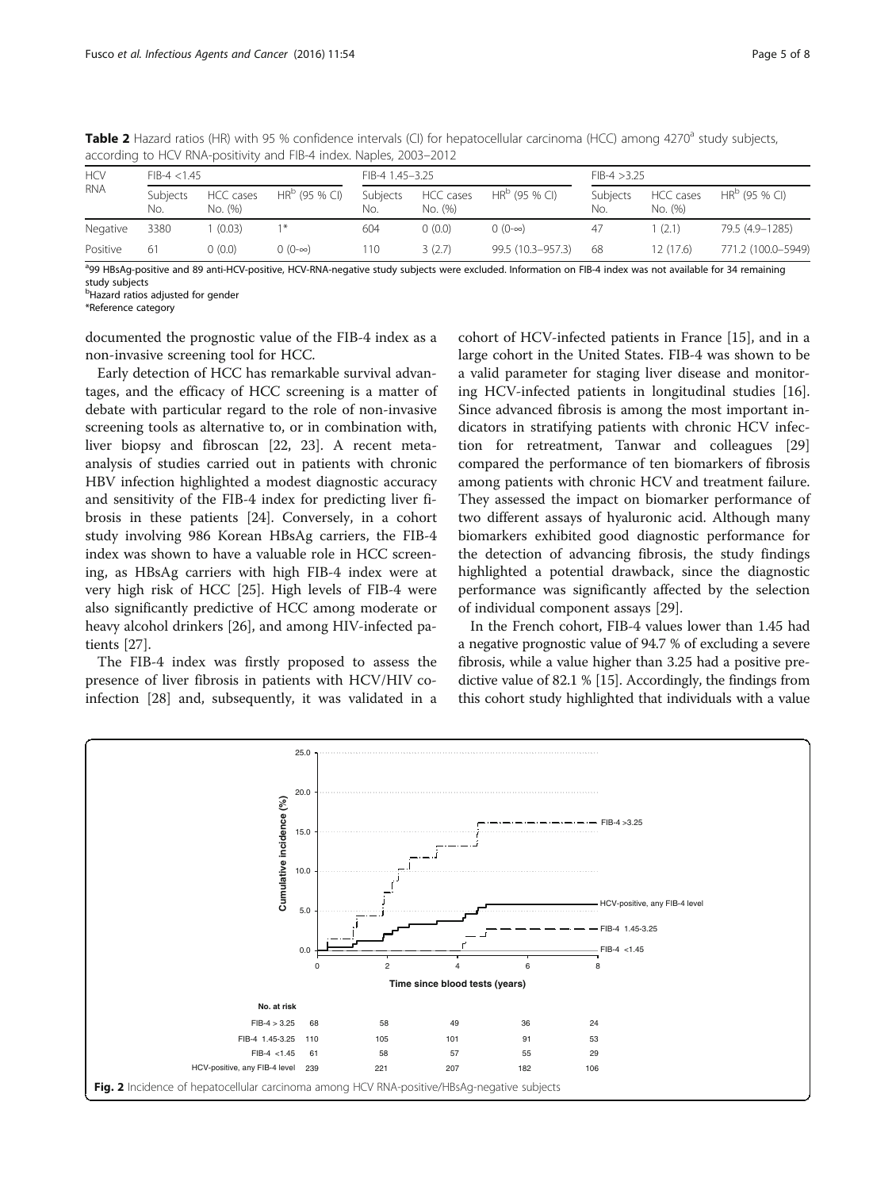**Table 2** Hazard ratios (HR) with 95 % confidence intervals (CI) for hepatocellular carcinoma (HCC) among 4270[a] study subjects, according to HCV RNA-positivity and FIB-4 index. Naples, 2003–2012

| HCV RNA | FIB-4 <1.45 | | | FIB-4 1.45–3.25 | | | FIB-4 >3.25 | | |
|---|---|---|---|---|---|---|---|---|---|
| | Subjects No. | HCC cases No. (%) | HR[b] (95 % CI) | Subjects No. | HCC cases No. (%) | HR[b] (95 % CI) | Subjects No. | HCC cases No. (%) | HR[b] (95 % CI) |
| Negative | 3380 | 1 (0.03) | 1* | 604 | 0 (0.0) | 0 (0–∞) | 47 | 1 (2.1) | 79.5 (4.9–1285) |
| Positive | 61 | 0 (0.0) | 0 (0–∞) | 110 | 3 (2.7) | 99.5 (10.3–957.3) | 68 | 12 (17.6) | 771.2 (100.0–5949) |

[a]99 HBsAg-positive and 89 anti-HCV-positive, HCV-RNA-negative study subjects were excluded. Information on FIB-4 index was not available for 34 remaining study subjects
[b]Hazard ratios adjusted for gender
*Reference category

documented the prognostic value of the FIB-4 index as a non-invasive screening tool for HCC.

Early detection of HCC has remarkable survival advantages, and the efficacy of HCC screening is a matter of debate with particular regard to the role of non-invasive screening tools as alternative to, or in combination with, liver biopsy and fibroscan [22, 23]. A recent meta-analysis of studies carried out in patients with chronic HBV infection highlighted a modest diagnostic accuracy and sensitivity of the FIB-4 index for predicting liver fibrosis in these patients [24]. Conversely, in a cohort study involving 986 Korean HBsAg carriers, the FIB-4 index was shown to have a valuable role in HCC screening, as HBsAg carriers with high FIB-4 index were at very high risk of HCC [25]. High levels of FIB-4 were also significantly predictive of HCC among moderate or heavy alcohol drinkers [26], and among HIV-infected patients [27].

The FIB-4 index was firstly proposed to assess the presence of liver fibrosis in patients with HCV/HIV co-infection [28] and, subsequently, it was validated in a cohort of HCV-infected patients in France [15], and in a large cohort in the United States. FIB-4 was shown to be a valid parameter for staging liver disease and monitoring HCV-infected patients in longitudinal studies [16]. Since advanced fibrosis is among the most important indicators in stratifying patients with chronic HCV infection for retreatment, Tanwar and colleagues [29] compared the performance of ten biomarkers of fibrosis among patients with chronic HCV and treatment failure. They assessed the impact on biomarker performance of two different assays of hyaluronic acid. Although many biomarkers exhibited good diagnostic performance for the detection of advancing fibrosis, the study findings highlighted a potential drawback, since the diagnostic performance was significantly affected by the selection of individual component assays [29].

In the French cohort, FIB-4 values lower than 1.45 had a negative prognostic value of 94.7 % of excluding a severe fibrosis, while a value higher than 3.25 had a positive predictive value of 82.1 % [15]. Accordingly, the findings from this cohort study highlighted that individuals with a value

**Fig. 2** Incidence of hepatocellular carcinoma among HCV RNA-positive/HBsAg-negative subjects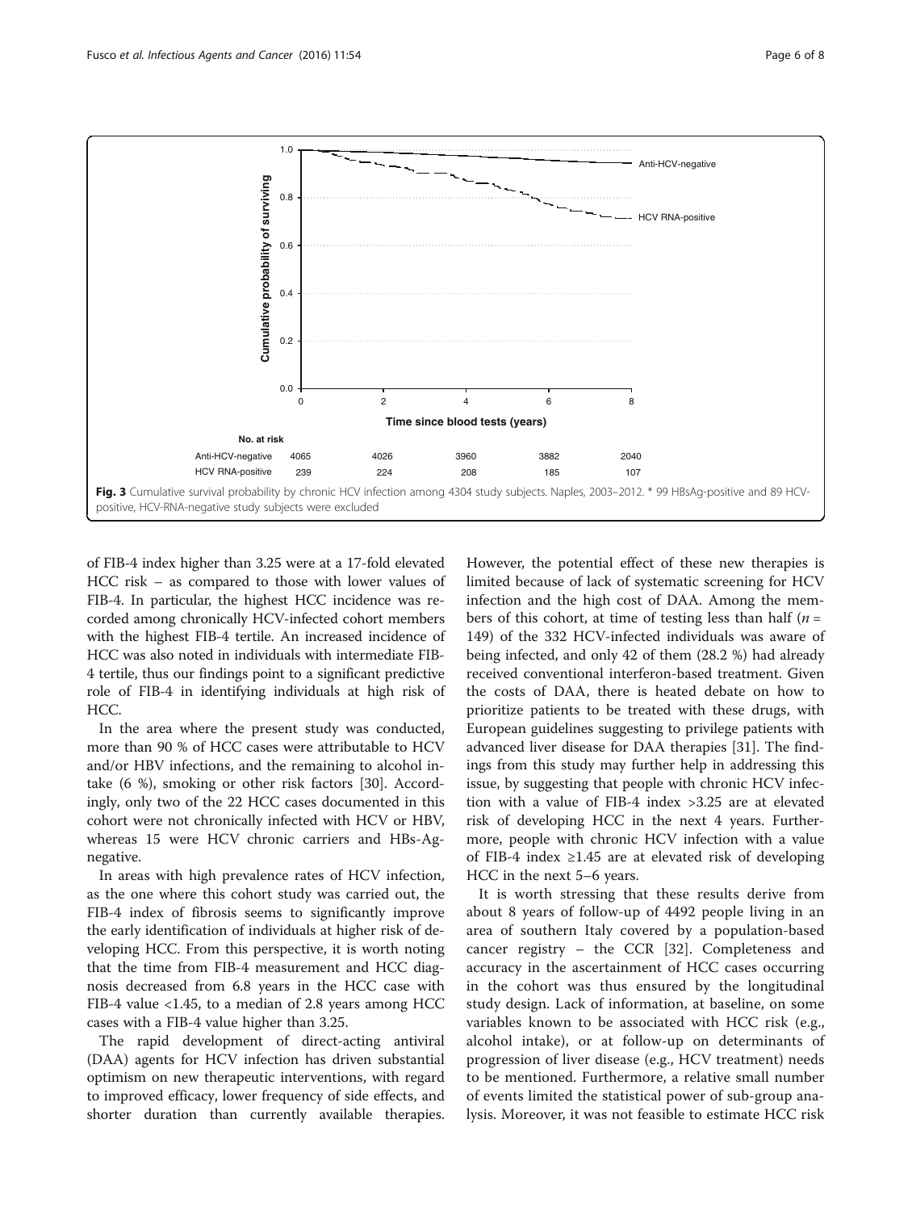Fig. 3 Cumulative survival probability by chronic HCV infection among 4304 study subjects. Naples, 2003–2012. * 99 HBsAg-positive and 89 HCV-positive, HCV-RNA-negative study subjects were excluded

| No. at risk | 0 | 2 | 4 | 6 | 8 |
|---|---|---|---|---|---|
| Anti-HCV-negative | 4065 | 4026 | 3960 | 3882 | 2040 |
| HCV RNA-positive | 239 | 224 | 208 | 185 | 107 |

of FIB-4 index higher than 3.25 were at a 17-fold elevated HCC risk – as compared to those with lower values of FIB-4. In particular, the highest HCC incidence was recorded among chronically HCV-infected cohort members with the highest FIB-4 tertile. An increased incidence of HCC was also noted in individuals with intermediate FIB-4 tertile, thus our findings point to a significant predictive role of FIB-4 in identifying individuals at high risk of HCC.

In the area where the present study was conducted, more than 90 % of HCC cases were attributable to HCV and/or HBV infections, and the remaining to alcohol intake (6 %), smoking or other risk factors [30]. Accordingly, only two of the 22 HCC cases documented in this cohort were not chronically infected with HCV or HBV, whereas 15 were HCV chronic carriers and HBs-Ag-negative.

In areas with high prevalence rates of HCV infection, as the one where this cohort study was carried out, the FIB-4 index of fibrosis seems to significantly improve the early identification of individuals at higher risk of developing HCC. From this perspective, it is worth noting that the time from FIB-4 measurement and HCC diagnosis decreased from 6.8 years in the HCC case with FIB-4 value <1.45, to a median of 2.8 years among HCC cases with a FIB-4 value higher than 3.25.

The rapid development of direct-acting antiviral (DAA) agents for HCV infection has driven substantial optimism on new therapeutic interventions, with regard to improved efficacy, lower frequency of side effects, and shorter duration than currently available therapies. However, the potential effect of these new therapies is limited because of lack of systematic screening for HCV infection and the high cost of DAA. Among the members of this cohort, at time of testing less than half ($n$ = 149) of the 332 HCV-infected individuals was aware of being infected, and only 42 of them (28.2 %) had already received conventional interferon-based treatment. Given the costs of DAA, there is heated debate on how to prioritize patients to be treated with these drugs, with European guidelines suggesting to privilege patients with advanced liver disease for DAA therapies [31]. The findings from this study may further help in addressing this issue, by suggesting that people with chronic HCV infection with a value of FIB-4 index >3.25 are at elevated risk of developing HCC in the next 4 years. Furthermore, people with chronic HCV infection with a value of FIB-4 index ≥1.45 are at elevated risk of developing HCC in the next 5–6 years.

It is worth stressing that these results derive from about 8 years of follow-up of 4492 people living in an area of southern Italy covered by a population-based cancer registry – the CCR [32]. Completeness and accuracy in the ascertainment of HCC cases occurring in the cohort was thus ensured by the longitudinal study design. Lack of information, at baseline, on some variables known to be associated with HCC risk (e.g., alcohol intake), or at follow-up on determinants of progression of liver disease (e.g., HCV treatment) needs to be mentioned. Furthermore, a relative small number of events limited the statistical power of sub-group analysis. Moreover, it was not feasible to estimate HCC risk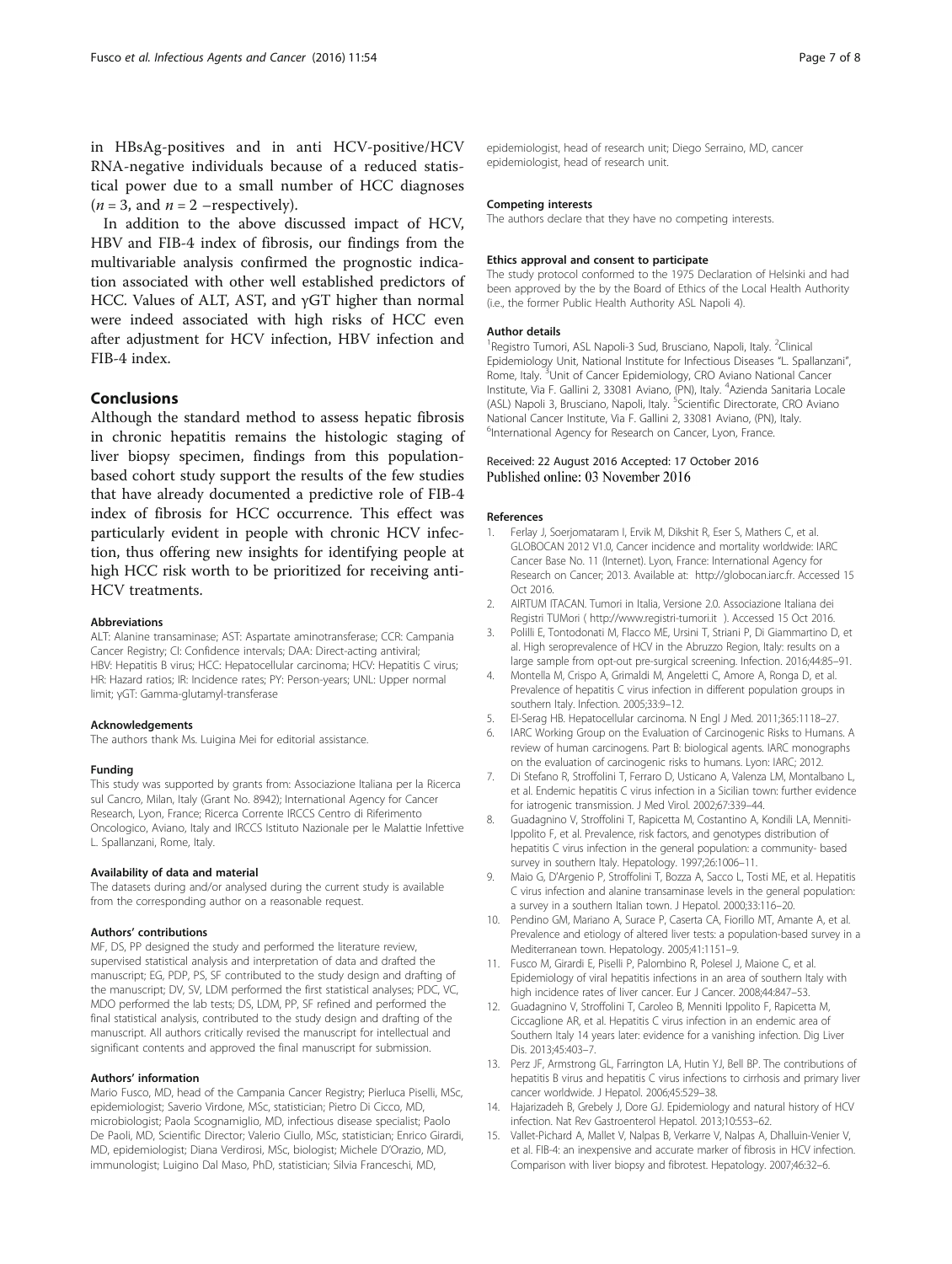in HBsAg-positives and in anti HCV-positive/HCV RNA-negative individuals because of a reduced statistical power due to a small number of HCC diagnoses ($n = 3$, and $n = 2$ –respectively).

In addition to the above discussed impact of HCV, HBV and FIB-4 index of fibrosis, our findings from the multivariable analysis confirmed the prognostic indication associated with other well established predictors of HCC. Values of ALT, AST, and γGT higher than normal were indeed associated with high risks of HCC even after adjustment for HCV infection, HBV infection and FIB-4 index.

## Conclusions

Although the standard method to assess hepatic fibrosis in chronic hepatitis remains the histologic staging of liver biopsy specimen, findings from this population-based cohort study support the results of the few studies that have already documented a predictive role of FIB-4 index of fibrosis for HCC occurrence. This effect was particularly evident in people with chronic HCV infection, thus offering new insights for identifying people at high HCC risk worth to be prioritized for receiving anti-HCV treatments.

#### Abbreviations

ALT: Alanine transaminase; AST: Aspartate aminotransferase; CCR: Campania Cancer Registry; CI: Confidence intervals; DAA: Direct-acting antiviral; HBV: Hepatitis B virus; HCC: Hepatocellular carcinoma; HCV: Hepatitis C virus; HR: Hazard ratios; IR: Incidence rates; PY: Person-years; UNL: Upper normal limit; γGT: Gamma-glutamyl-transferase

#### Acknowledgements

The authors thank Ms. Luigina Mei for editorial assistance.

#### Funding

This study was supported by grants from: Associazione Italiana per la Ricerca sul Cancro, Milan, Italy (Grant No. 8942); International Agency for Cancer Research, Lyon, France; Ricerca Corrente IRCCS Centro di Riferimento Oncologico, Aviano, Italy and IRCCS Istituto Nazionale per le Malattie Infettive L. Spallanzani, Rome, Italy.

#### Availability of data and material

The datasets during and/or analysed during the current study is available from the corresponding author on a reasonable request.

#### Authors' contributions

MF, DS, PP designed the study and performed the literature review, supervised statistical analysis and interpretation of data and drafted the manuscript; EG, PDP, PS, SF contributed to the study design and drafting of the manuscript; DV, SV, LDM performed the first statistical analyses; PDC, VC, MDO performed the lab tests; DS, LDM, PP, SF refined and performed the final statistical analysis, contributed to the study design and drafting of the manuscript. All authors critically revised the manuscript for intellectual and significant contents and approved the final manuscript for submission.

#### Authors' information

Mario Fusco, MD, head of the Campania Cancer Registry; Pierluca Piselli, MSc, epidemiologist; Saverio Virdone, MSc, statistician; Pietro Di Cicco, MD, microbiologist; Paola Scognamiglio, MD, infectious disease specialist; Paolo De Paoli, MD, Scientific Director; Valerio Ciullo, MSc, statistician; Enrico Girardi, MD, epidemiologist; Diana Verdirosi, MSc, biologist; Michele D'Orazio, MD, immunologist; Luigino Dal Maso, PhD, statistician; Silvia Franceschi, MD, epidemiologist, head of research unit; Diego Serraino, MD, cancer epidemiologist, head of research unit.

#### Competing interests

The authors declare that they have no competing interests.

#### Ethics approval and consent to participate

The study protocol conformed to the 1975 Declaration of Helsinki and had been approved by the by the Board of Ethics of the Local Health Authority (i.e., the former Public Health Authority ASL Napoli 4).

#### Author details

[1]Registro Tumori, ASL Napoli-3 Sud, Brusciano, Napoli, Italy. [2]Clinical Epidemiology Unit, National Institute for Infectious Diseases "L. Spallanzani", Rome, Italy. [3]Unit of Cancer Epidemiology, CRO Aviano National Cancer Institute, Via F. Gallini 2, 33081 Aviano, (PN), Italy. [4]Azienda Sanitaria Locale (ASL) Napoli 3, Brusciano, Napoli, Italy. [5]Scientific Directorate, CRO Aviano National Cancer Institute, Via F. Gallini 2, 33081 Aviano, (PN), Italy. [6]International Agency for Research on Cancer, Lyon, France.

Received: 22 August 2016 Accepted: 17 October 2016
Published online: 03 November 2016

#### References

1. Ferlay J, Soerjomataram I, Ervik M, Dikshit R, Eser S, Mathers C, et al. GLOBOCAN 2012 V1.0, Cancer incidence and mortality worldwide: IARC Cancer Base No. 11 (Internet). Lyon, France: International Agency for Research on Cancer; 2013. Available at: http://globocan.iarc.fr. Accessed 15 Oct 2016.
2. AIRTUM ITACAN. Tumori in Italia, Versione 2.0. Associazione Italiana dei Registri TUMori ( http://www.registri-tumori.it ). Accessed 15 Oct 2016.
3. Polilli E, Tontodonati M, Flacco ME, Ursini T, Striani P, Di Giammartino D, et al. High seroprevalence of HCV in the Abruzzo Region, Italy: results on a large sample from opt-out pre-surgical screening. Infection. 2016;44:85–91.
4. Montella M, Crispo A, Grimaldi M, Angeletti C, Amore A, Ronga D, et al. Prevalence of hepatitis C virus infection in different population groups in southern Italy. Infection. 2005;33:9–12.
5. El-Serag HB. Hepatocellular carcinoma. N Engl J Med. 2011;365:1118–27.
6. IARC Working Group on the Evaluation of Carcinogenic Risks to Humans. A review of human carcinogens. Part B: biological agents. IARC monographs on the evaluation of carcinogenic risks to humans. Lyon: IARC; 2012.
7. Di Stefano R, Stroffolini T, Ferraro D, Usticano A, Valenza LM, Montalbano L, et al. Endemic hepatitis C virus infection in a Sicilian town: further evidence for iatrogenic transmission. J Med Virol. 2002;67:339–44.
8. Guadagnino V, Stroffolini T, Rapicetta M, Costantino A, Kondili LA, Menniti-Ippolito F, et al. Prevalence, risk factors, and genotypes distribution of hepatitis C virus infection in the general population: a community- based survey in southern Italy. Hepatology. 1997;26:1006–11.
9. Maio G, D'Argenio P, Stroffolini T, Bozza A, Sacco L, Tosti ME, et al. Hepatitis C virus infection and alanine transaminase levels in the general population: a survey in a southern Italian town. J Hepatol. 2000;33:116–20.
10. Pendino GM, Mariano A, Surace P, Caserta CA, Fiorillo MT, Amante A, et al. Prevalence and etiology of altered liver tests: a population-based survey in a Mediterranean town. Hepatology. 2005;41:1151–9.
11. Fusco M, Girardi E, Piselli P, Palombino R, Polesel J, Maione C, et al. Epidemiology of viral hepatitis infections in an area of southern Italy with high incidence rates of liver cancer. Eur J Cancer. 2008;44:847–53.
12. Guadagnino V, Stroffolini T, Caroleo B, Menniti Ippolito F, Rapicetta M, Ciccaglione AR, et al. Hepatitis C virus infection in an endemic area of Southern Italy 14 years later: evidence for a vanishing infection. Dig Liver Dis. 2013;45:403–7.
13. Perz JF, Armstrong GL, Farrington LA, Hutin YJ, Bell BP. The contributions of hepatitis B virus and hepatitis C virus infections to cirrhosis and primary liver cancer worldwide. J Hepatol. 2006;45:529–38.
14. Hajarizadeh B, Grebely J, Dore GJ. Epidemiology and natural history of HCV infection. Nat Rev Gastroenterol Hepatol. 2013;10:553–62.
15. Vallet-Pichard A, Mallet V, Nalpas B, Verkarre V, Nalpas A, Dhalluin-Venier V, et al. FIB-4: an inexpensive and accurate marker of fibrosis in HCV infection. Comparison with liver biopsy and fibrotest. Hepatology. 2007;46:32–6.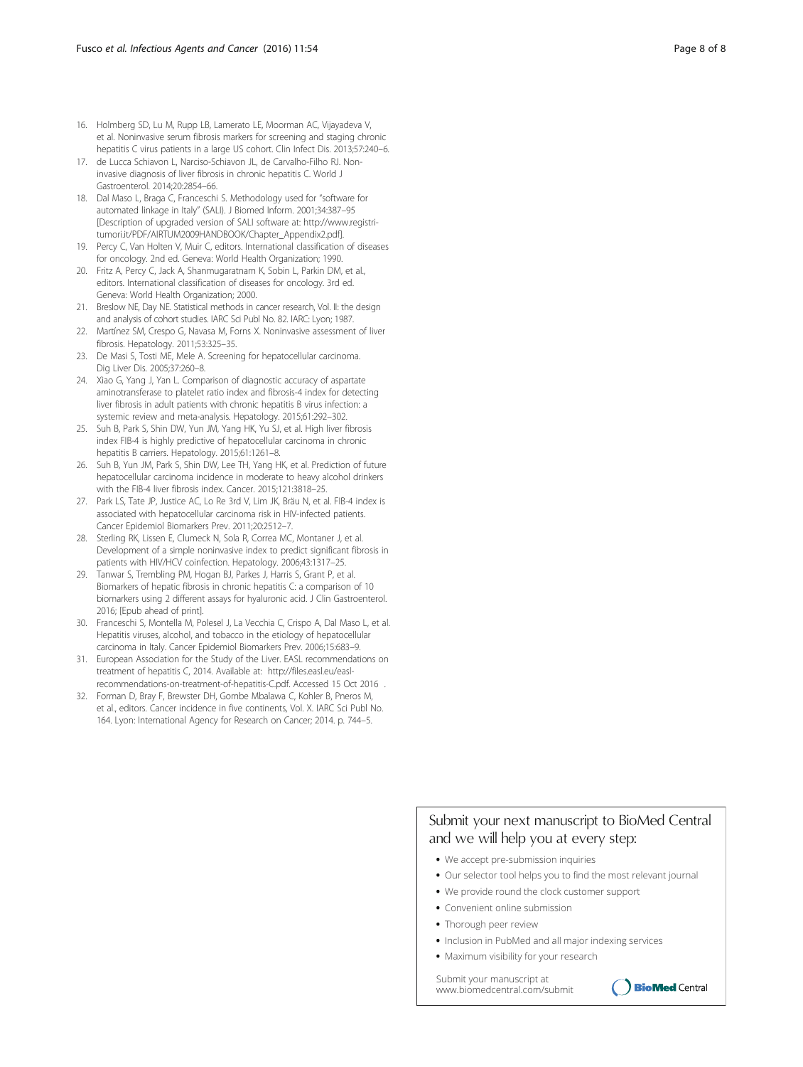16. Holmberg SD, Lu M, Rupp LB, Lamerato LE, Moorman AC, Vijayadeva V, et al. Noninvasive serum fibrosis markers for screening and staging chronic hepatitis C virus patients in a large US cohort. Clin Infect Dis. 2013;57:240–6.
17. de Lucca Schiavon L, Narciso-Schiavon JL, de Carvalho-Filho RJ. Non-invasive diagnosis of liver fibrosis in chronic hepatitis C. World J Gastroenterol. 2014;20:2854–66.
18. Dal Maso L, Braga C, Franceschi S. Methodology used for "software for automated linkage in Italy" (SALI). J Biomed Inform. 2001;34:387–95 [Description of upgraded version of SALI software at: http://www.registri-tumori.it/PDF/AIRTUM2009HANDBOOK/Chapter_Appendix2.pdf].
19. Percy C, Van Holten V, Muir C, editors. International classification of diseases for oncology. 2nd ed. Geneva: World Health Organization; 1990.
20. Fritz A, Percy C, Jack A, Shanmugaratnam K, Sobin L, Parkin DM, et al., editors. International classification of diseases for oncology. 3rd ed. Geneva: World Health Organization; 2000.
21. Breslow NE, Day NE. Statistical methods in cancer research, Vol. II: the design and analysis of cohort studies. IARC Sci Publ No. 82. IARC: Lyon; 1987.
22. Martínez SM, Crespo G, Navasa M, Forns X. Noninvasive assessment of liver fibrosis. Hepatology. 2011;53:325–35.
23. De Masi S, Tosti ME, Mele A. Screening for hepatocellular carcinoma. Dig Liver Dis. 2005;37:260–8.
24. Xiao G, Yang J, Yan L. Comparison of diagnostic accuracy of aspartate aminotransferase to platelet ratio index and fibrosis-4 index for detecting liver fibrosis in adult patients with chronic hepatitis B virus infection: a systemic review and meta-analysis. Hepatology. 2015;61:292–302.
25. Suh B, Park S, Shin DW, Yun JM, Yang HK, Yu SJ, et al. High liver fibrosis index FIB-4 is highly predictive of hepatocellular carcinoma in chronic hepatitis B carriers. Hepatology. 2015;61:1261–8.
26. Suh B, Yun JM, Park S, Shin DW, Lee TH, Yang HK, et al. Prediction of future hepatocellular carcinoma incidence in moderate to heavy alcohol drinkers with the FIB-4 liver fibrosis index. Cancer. 2015;121:3818–25.
27. Park LS, Tate JP, Justice AC, Lo Re 3rd V, Lim JK, Bräu N, et al. FIB-4 index is associated with hepatocellular carcinoma risk in HIV-infected patients. Cancer Epidemiol Biomarkers Prev. 2011;20:2512–7.
28. Sterling RK, Lissen E, Clumeck N, Sola R, Correa MC, Montaner J, et al. Development of a simple noninvasive index to predict significant fibrosis in patients with HIV/HCV coinfection. Hepatology. 2006;43:1317–25.
29. Tanwar S, Trembling PM, Hogan BJ, Parkes J, Harris S, Grant P, et al. Biomarkers of hepatic fibrosis in chronic hepatitis C: a comparison of 10 biomarkers using 2 different assays for hyaluronic acid. J Clin Gastroenterol. 2016; [Epub ahead of print].
30. Franceschi S, Montella M, Polesel J, La Vecchia C, Crispo A, Dal Maso L, et al. Hepatitis viruses, alcohol, and tobacco in the etiology of hepatocellular carcinoma in Italy. Cancer Epidemiol Biomarkers Prev. 2006;15:683–9.
31. European Association for the Study of the Liver. EASL recommendations on treatment of hepatitis C, 2014. Available at: http://files.easl.eu/easl-recommendations-on-treatment-of-hepatitis-C.pdf. Accessed 15 Oct 2016 .
32. Forman D, Bray F, Brewster DH, Gombe Mbalawa C, Kohler B, Pneros M, et al., editors. Cancer incidence in five continents, Vol. X. IARC Sci Publ No. 164. Lyon: International Agency for Research on Cancer; 2014. p. 744–5.

Submit your next manuscript to BioMed Central and we will help you at every step:

- We accept pre-submission inquiries
- Our selector tool helps you to find the most relevant journal
- We provide round the clock customer support
- Convenient online submission
- Thorough peer review
- Inclusion in PubMed and all major indexing services
- Maximum visibility for your research

Submit your manuscript at www.biomedcentral.com/submit

BioMed Central